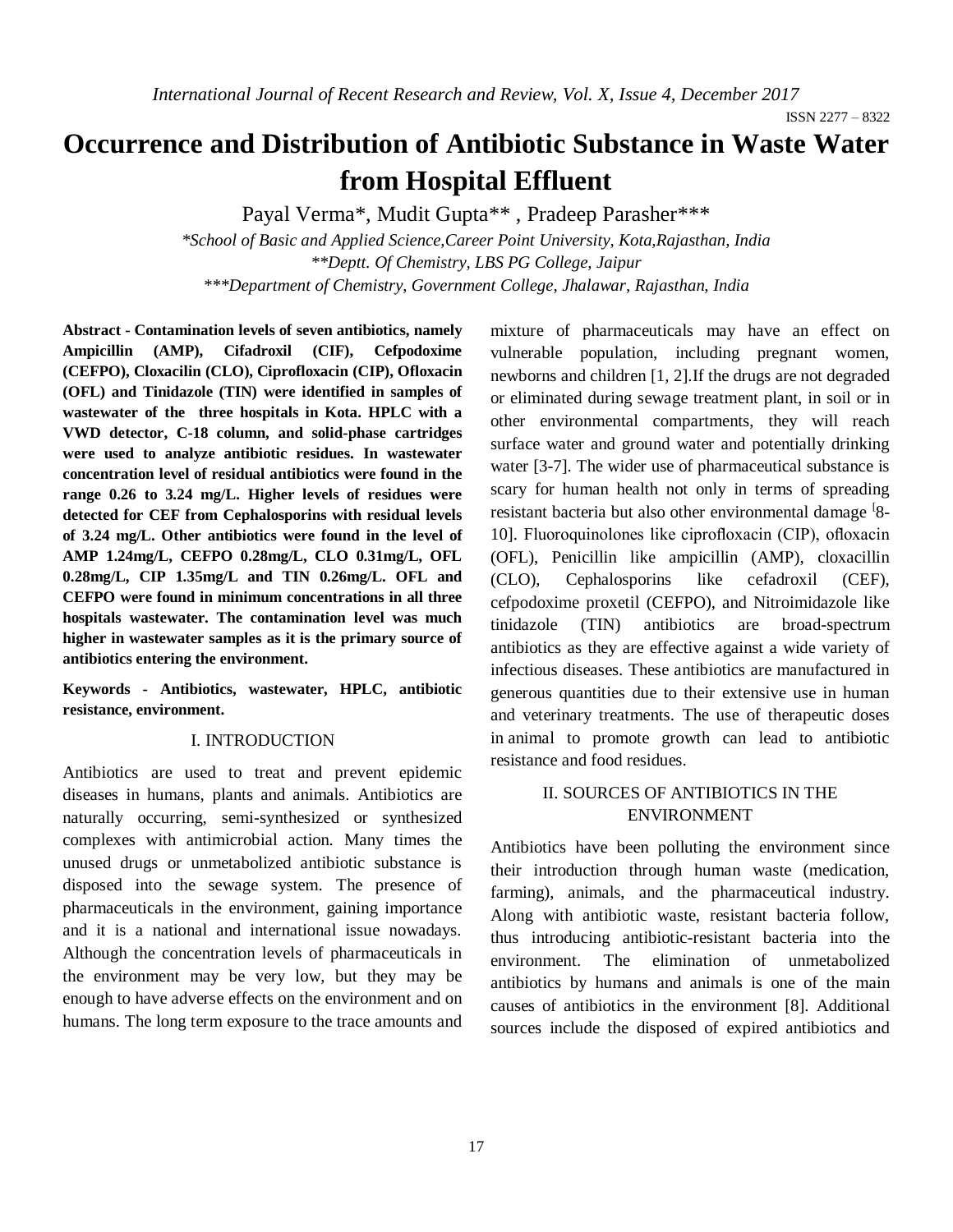# Occurrence and Distribution of Antibiotic Substance in Waste Water from Hospital Effluent

Payal Verma*, Mudit Gupta** , Pradeep Parasher***

*School of Basic and Applied Science,Career Point University, Kota,Rajasthan, India*

*\*\*Deptt. Of Chemistry, LBS PG College, Jaipur*

*\*\*\*Department of Chemistry, Government College, Jhalawar, Rajasthan, India*

**Abstract - Contamination levels of seven antibiotics, namely Ampicillin (AMP), Cifadroxil (CIF), Cefpodoxime (CEFPO), Cloxacilin (CLO), Ciprofloxacin (CIP), Ofloxacin (OFL) and Tinidazole (TIN) were identified in samples of wastewater of the three hospitals in Kota. HPLC with a VWD detector, C-18 column, and solid-phase cartridges were used to analyze antibiotic residues. In wastewater concentration level of residual antibiotics were found in the range 0.26 to 3.24 mg/L. Higher levels of residues were detected for CEF from Cephalosporins with residual levels of 3.24 mg/L. Other antibiotics were found in the level of AMP 1.24mg/L, CEFPO 0.28mg/L, CLO 0.31mg/L, OFL 0.28mg/L, CIP 1.35mg/L and TIN 0.26mg/L. OFL and CEFPO were found in minimum concentrations in all three hospitals wastewater. The contamination level was much higher in wastewater samples as it is the primary source of antibiotics entering the environment.**

**Keywords - Antibiotics, wastewater, HPLC, antibiotic resistance, environment.**

## I. INTRODUCTION

Antibiotics are used to treat and prevent epidemic diseases in humans, plants and animals. Antibiotics are naturally occurring, semi-synthesized or synthesized complexes with antimicrobial action. Many times the unused drugs or unmetabolized antibiotic substance is disposed into the sewage system. The presence of pharmaceuticals in the environment, gaining importance and it is a national and international issue nowadays. Although the concentration levels of pharmaceuticals in the environment may be very low, but they may be enough to have adverse effects on the environment and on humans. The long term exposure to the trace amounts and mixture of pharmaceuticals may have an effect on vulnerable population, including pregnant women, newborns and children [1, 2].If the drugs are not degraded or eliminated during sewage treatment plant, in soil or in other environmental compartments, they will reach surface water and ground water and potentially drinking water [3-7]. The wider use of pharmaceutical substance is scary for human health not only in terms of spreading resistant bacteria but also other environmental damage [8-10]. Fluoroquinolones like ciprofloxacin (CIP), ofloxacin (OFL), Penicillin like ampicillin (AMP), cloxacillin (CLO), Cephalosporins like cefadroxil (CEF), cefpodoxime proxetil (CEFPO), and Nitroimidazole like tinidazole (TIN) antibiotics are broad-spectrum antibiotics as they are effective against a wide variety of infectious diseases. These antibiotics are manufactured in generous quantities due to their extensive use in human and veterinary treatments. The use of therapeutic doses in animal to promote growth can lead to antibiotic resistance and food residues.

## II. SOURCES OF ANTIBIOTICS IN THE ENVIRONMENT

Antibiotics have been polluting the environment since their introduction through human waste (medication, farming), animals, and the pharmaceutical industry. Along with antibiotic waste, resistant bacteria follow, thus introducing antibiotic-resistant bacteria into the environment. The elimination of unmetabolized antibiotics by humans and animals is one of the main causes of antibiotics in the environment [8]. Additional sources include the disposed of expired antibiotics and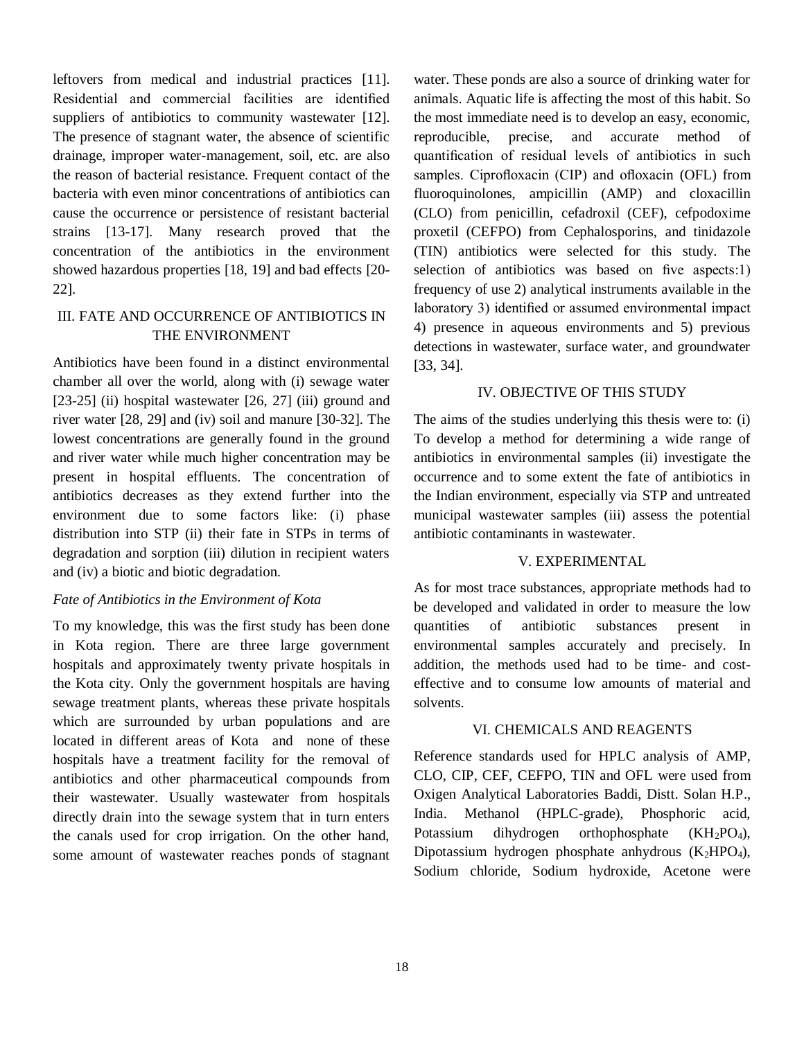leftovers from medical and industrial practices [11]. Residential and commercial facilities are identified suppliers of antibiotics to community wastewater [12]. The presence of stagnant water, the absence of scientific drainage, improper water-management, soil, etc. are also the reason of bacterial resistance. Frequent contact of the bacteria with even minor concentrations of antibiotics can cause the occurrence or persistence of resistant bacterial strains [13-17]. Many research proved that the concentration of the antibiotics in the environment showed hazardous properties [18, 19] and bad effects [20-22].

## III. FATE AND OCCURRENCE OF ANTIBIOTICS IN THE ENVIRONMENT

Antibiotics have been found in a distinct environmental chamber all over the world, along with (i) sewage water [23-25] (ii) hospital wastewater [26, 27] (iii) ground and river water [28, 29] and (iv) soil and manure [30-32]. The lowest concentrations are generally found in the ground and river water while much higher concentration may be present in hospital effluents. The concentration of antibiotics decreases as they extend further into the environment due to some factors like: (i) phase distribution into STP (ii) their fate in STPs in terms of degradation and sorption (iii) dilution in recipient waters and (iv) a biotic and biotic degradation.

### *Fate of Antibiotics in the Environment of Kota*

To my knowledge, this was the first study has been done in Kota region. There are three large government hospitals and approximately twenty private hospitals in the Kota city. Only the government hospitals are having sewage treatment plants, whereas these private hospitals which are surrounded by urban populations and are located in different areas of Kota and none of these hospitals have a treatment facility for the removal of antibiotics and other pharmaceutical compounds from their wastewater. Usually wastewater from hospitals directly drain into the sewage system that in turn enters the canals used for crop irrigation. On the other hand, some amount of wastewater reaches ponds of stagnant water. These ponds are also a source of drinking water for animals. Aquatic life is affecting the most of this habit. So the most immediate need is to develop an easy, economic, reproducible, precise, and accurate method of quantification of residual levels of antibiotics in such samples. Ciprofloxacin (CIP) and ofloxacin (OFL) from fluoroquinolones, ampicillin (AMP) and cloxacillin (CLO) from penicillin, cefadroxil (CEF), cefpodoxime proxetil (CEFPO) from Cephalosporins, and tinidazole (TIN) antibiotics were selected for this study. The selection of antibiotics was based on five aspects:1) frequency of use 2) analytical instruments available in the laboratory 3) identified or assumed environmental impact 4) presence in aqueous environments and 5) previous detections in wastewater, surface water, and groundwater [33, 34].

## IV. OBJECTIVE OF THIS STUDY

The aims of the studies underlying this thesis were to: (i) To develop a method for determining a wide range of antibiotics in environmental samples (ii) investigate the occurrence and to some extent the fate of antibiotics in the Indian environment, especially via STP and untreated municipal wastewater samples (iii) assess the potential antibiotic contaminants in wastewater.

## V. EXPERIMENTAL

As for most trace substances, appropriate methods had to be developed and validated in order to measure the low quantities of antibiotic substances present in environmental samples accurately and precisely. In addition, the methods used had to be time- and cost-effective and to consume low amounts of material and solvents.

## VI. CHEMICALS AND REAGENTS

Reference standards used for HPLC analysis of AMP, CLO, CIP, CEF, CEFPO, TIN and OFL were used from Oxigen Analytical Laboratories Baddi, Distt. Solan H.P., India. Methanol (HPLC-grade), Phosphoric acid, Potassium dihydrogen orthophosphate ($KH_2PO_4$), Dipotassium hydrogen phosphate anhydrous ($K_2HPO_4$), Sodium chloride, Sodium hydroxide, Acetone were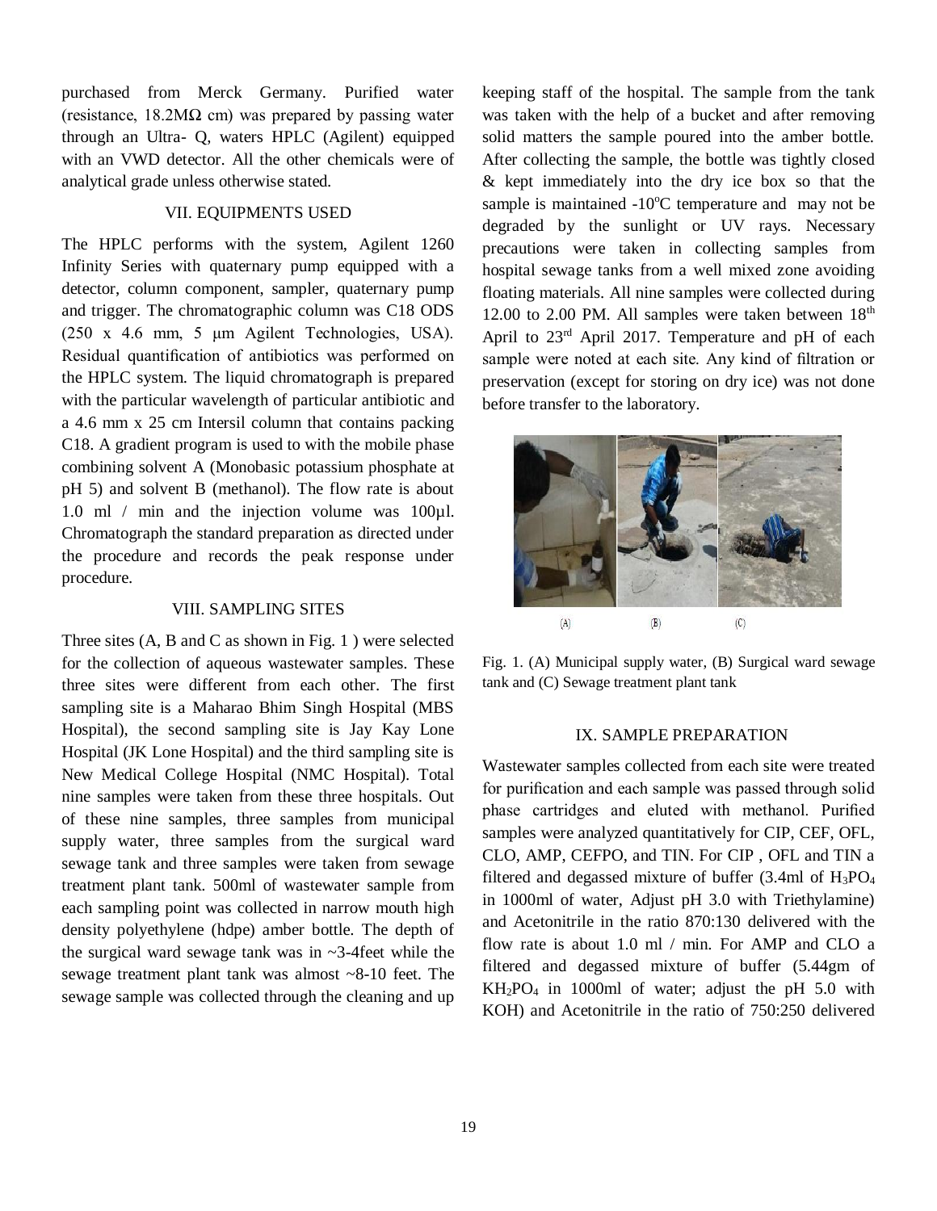purchased from Merck Germany. Purified water (resistance, 18.2MΩ cm) was prepared by passing water through an Ultra- Q, waters HPLC (Agilent) equipped with an VWD detector. All the other chemicals were of analytical grade unless otherwise stated.

## VII. EQUIPMENTS USED

The HPLC performs with the system, Agilent 1260 Infinity Series with quaternary pump equipped with a detector, column component, sampler, quaternary pump and trigger. The chromatographic column was C18 ODS (250 x 4.6 mm, 5 µm Agilent Technologies, USA). Residual quantification of antibiotics was performed on the HPLC system. The liquid chromatograph is prepared with the particular wavelength of particular antibiotic and a 4.6 mm x 25 cm Intersil column that contains packing C18. A gradient program is used to with the mobile phase combining solvent A (Monobasic potassium phosphate at pH 5) and solvent B (methanol). The flow rate is about 1.0 ml / min and the injection volume was 100µl. Chromatograph the standard preparation as directed under the procedure and records the peak response under procedure.

## VIII. SAMPLING SITES

Three sites (A, B and C as shown in Fig. 1 ) were selected for the collection of aqueous wastewater samples. These three sites were different from each other. The first sampling site is a Maharao Bhim Singh Hospital (MBS Hospital), the second sampling site is Jay Kay Lone Hospital (JK Lone Hospital) and the third sampling site is New Medical College Hospital (NMC Hospital). Total nine samples were taken from these three hospitals. Out of these nine samples, three samples from municipal supply water, three samples from the surgical ward sewage tank and three samples were taken from sewage treatment plant tank. 500ml of wastewater sample from each sampling point was collected in narrow mouth high density polyethylene (hdpe) amber bottle. The depth of the surgical ward sewage tank was in ~3-4feet while the sewage treatment plant tank was almost ~8-10 feet. The sewage sample was collected through the cleaning and up keeping staff of the hospital. The sample from the tank was taken with the help of a bucket and after removing solid matters the sample poured into the amber bottle. After collecting the sample, the bottle was tightly closed & kept immediately into the dry ice box so that the sample is maintained -10°C temperature and may not be degraded by the sunlight or UV rays. Necessary precautions were taken in collecting samples from hospital sewage tanks from a well mixed zone avoiding floating materials. All nine samples were collected during 12.00 to 2.00 PM. All samples were taken between 18th April to 23rd April 2017. Temperature and pH of each sample were noted at each site. Any kind of filtration or preservation (except for storing on dry ice) was not done before transfer to the laboratory.

(A) (B) (C)

Fig. 1. (A) Municipal supply water, (B) Surgical ward sewage tank and (C) Sewage treatment plant tank

## IX. SAMPLE PREPARATION

Wastewater samples collected from each site were treated for purification and each sample was passed through solid phase cartridges and eluted with methanol. Purified samples were analyzed quantitatively for CIP, CEF, OFL, CLO, AMP, CEFPO, and TIN. For CIP , OFL and TIN a filtered and degassed mixture of buffer (3.4ml of $H_3PO_4$ in 1000ml of water, Adjust pH 3.0 with Triethylamine) and Acetonitrile in the ratio 870:130 delivered with the flow rate is about 1.0 ml / min. For AMP and CLO a filtered and degassed mixture of buffer (5.44gm of $KH_2PO_4$ in 1000ml of water; adjust the pH 5.0 with KOH) and Acetonitrile in the ratio of 750:250 delivered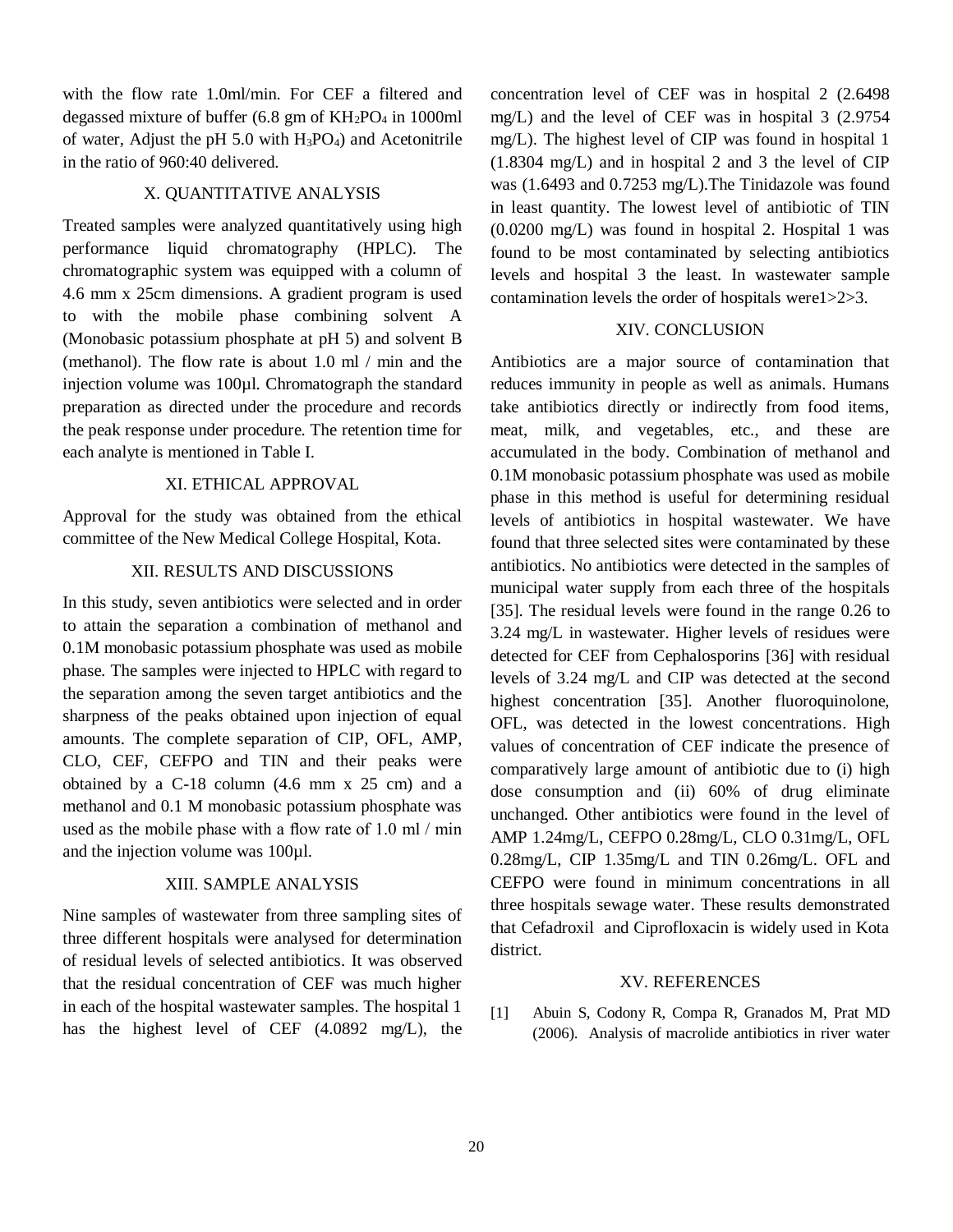with the flow rate 1.0ml/min. For CEF a filtered and degassed mixture of buffer (6.8 gm of $KH_2PO_4$ in 1000ml of water, Adjust the pH 5.0 with $H_3PO_4$) and Acetonitrile in the ratio of 960:40 delivered.

## X. QUANTITATIVE ANALYSIS

Treated samples were analyzed quantitatively using high performance liquid chromatography (HPLC). The chromatographic system was equipped with a column of 4.6 mm x 25cm dimensions. A gradient program is used to with the mobile phase combining solvent A (Monobasic potassium phosphate at pH 5) and solvent B (methanol). The flow rate is about 1.0 ml / min and the injection volume was 100µl. Chromatograph the standard preparation as directed under the procedure and records the peak response under procedure. The retention time for each analyte is mentioned in Table I.

## XI. ETHICAL APPROVAL

Approval for the study was obtained from the ethical committee of the New Medical College Hospital, Kota.

## XII. RESULTS AND DISCUSSIONS

In this study, seven antibiotics were selected and in order to attain the separation a combination of methanol and 0.1M monobasic potassium phosphate was used as mobile phase. The samples were injected to HPLC with regard to the separation among the seven target antibiotics and the sharpness of the peaks obtained upon injection of equal amounts. The complete separation of CIP, OFL, AMP, CLO, CEF, CEFPO and TIN and their peaks were obtained by a C-18 column (4.6 mm x 25 cm) and a methanol and 0.1 M monobasic potassium phosphate was used as the mobile phase with a flow rate of 1.0 ml / min and the injection volume was 100µl.

## XIII. SAMPLE ANALYSIS

Nine samples of wastewater from three sampling sites of three different hospitals were analysed for determination of residual levels of selected antibiotics. It was observed that the residual concentration of CEF was much higher in each of the hospital wastewater samples. The hospital 1 has the highest level of CEF (4.0892 mg/L), the concentration level of CEF was in hospital 2 (2.6498 mg/L) and the level of CEF was in hospital 3 (2.9754 mg/L). The highest level of CIP was found in hospital 1 (1.8304 mg/L) and in hospital 2 and 3 the level of CIP was (1.6493 and 0.7253 mg/L).The Tinidazole was found in least quantity. The lowest level of antibiotic of TIN (0.0200 mg/L) was found in hospital 2. Hospital 1 was found to be most contaminated by selecting antibiotics levels and hospital 3 the least. In wastewater sample contamination levels the order of hospitals were1>2>3.

## XIV. CONCLUSION

Antibiotics are a major source of contamination that reduces immunity in people as well as animals. Humans take antibiotics directly or indirectly from food items, meat, milk, and vegetables, etc., and these are accumulated in the body. Combination of methanol and 0.1M monobasic potassium phosphate was used as mobile phase in this method is useful for determining residual levels of antibiotics in hospital wastewater. We have found that three selected sites were contaminated by these antibiotics. No antibiotics were detected in the samples of municipal water supply from each three of the hospitals [35]. The residual levels were found in the range 0.26 to 3.24 mg/L in wastewater. Higher levels of residues were detected for CEF from Cephalosporins [36] with residual levels of 3.24 mg/L and CIP was detected at the second highest concentration [35]. Another fluoroquinolone, OFL, was detected in the lowest concentrations. High values of concentration of CEF indicate the presence of comparatively large amount of antibiotic due to (i) high dose consumption and (ii) 60% of drug eliminate unchanged. Other antibiotics were found in the level of AMP 1.24mg/L, CEFPO 0.28mg/L, CLO 0.31mg/L, OFL 0.28mg/L, CIP 1.35mg/L and TIN 0.26mg/L. OFL and CEFPO were found in minimum concentrations in all three hospitals sewage water. These results demonstrated that Cefadroxil and Ciprofloxacin is widely used in Kota district.

## XV. REFERENCES

[1] Abuin S, Codony R, Compa R, Granados M, Prat MD (2006). Analysis of macrolide antibiotics in river water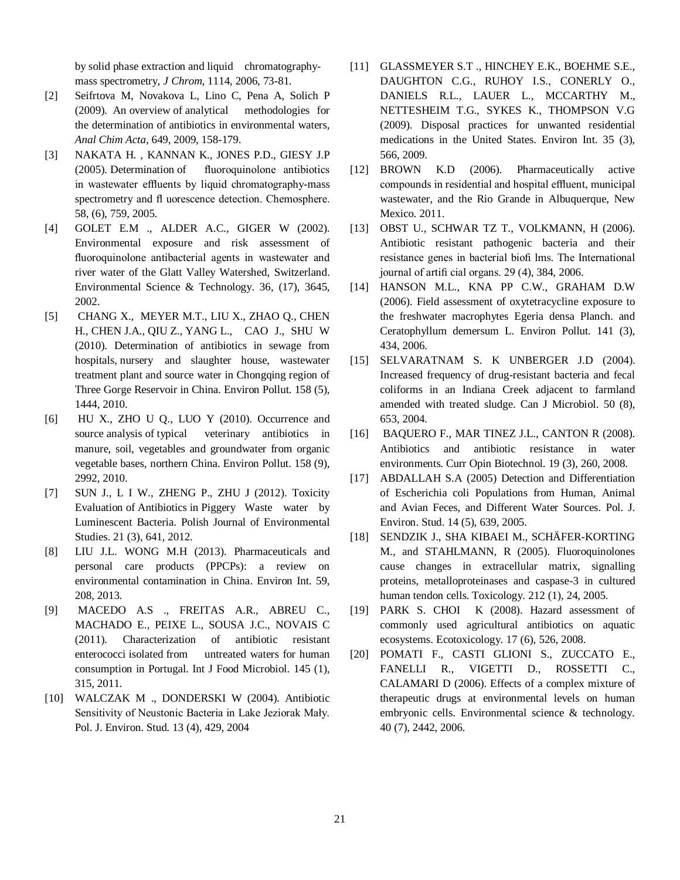by solid phase extraction and liquid chromatography-mass spectrometry, *J Chrom*, 1114, 2006, 73-81.

[2] Seifrtova M, Novakova L, Lino C, Pena A, Solich P (2009). An overview of analytical methodologies for the determination of antibiotics in environmental waters, *Anal Chim Acta*, 649, 2009, 158-179.

[3] NAKATA H. , KANNAN K., JONES P.D., GIESY J.P (2005). Determination of fluoroquinolone antibiotics in wastewater effluents by liquid chromatography-mass spectrometry and fl uorescence detection. Chemosphere. 58, (6), 759, 2005.

[4] GOLET E.M ., ALDER A.C., GIGER W (2002). Environmental exposure and risk assessment of fluoroquinolone antibacterial agents in wastewater and river water of the Glatt Valley Watershed, Switzerland. Environmental Science & Technology. 36, (17), 3645, 2002.

[5] CHANG X., MEYER M.T., LIU X., ZHAO Q., CHEN H., CHEN J.A., QIU Z., YANG L., CAO J., SHU W (2010). Determination of antibiotics in sewage from hospitals, nursery and slaughter house, wastewater treatment plant and source water in Chongqing region of Three Gorge Reservoir in China. Environ Pollut. 158 (5), 1444, 2010.

[6] HU X., ZHO U Q., LUO Y (2010). Occurrence and source analysis of typical veterinary antibiotics in manure, soil, vegetables and groundwater from organic vegetable bases, northern China. Environ Pollut. 158 (9), 2992, 2010.

[7] SUN J., L I W., ZHENG P., ZHU J (2012). Toxicity Evaluation of Antibiotics in Piggery Waste water by Luminescent Bacteria. Polish Journal of Environmental Studies. 21 (3), 641, 2012.

[8] LIU J.L. WONG M.H (2013). Pharmaceuticals and personal care products (PPCPs): a review on environmental contamination in China. Environ Int. 59, 208, 2013.

[9] MACEDO A.S ., FREITAS A.R., ABREU C., MACHADO E., PEIXE L., SOUSA J.C., NOVAIS C (2011). Characterization of antibiotic resistant enterococci isolated from untreated waters for human consumption in Portugal. Int J Food Microbiol. 145 (1), 315, 2011.

[10] WALCZAK M ., DONDERSKI W (2004). Antibiotic Sensitivity of Neustonic Bacteria in Lake Jeziorak Mały. Pol. J. Environ. Stud. 13 (4), 429, 2004

[11] GLASSMEYER S.T ., HINCHEY E.K., BOEHME S.E., DAUGHTON C.G., RUHOY I.S., CONERLY O., DANIELS R.L., LAUER L., MCCARTHY M., NETTESHEIM T.G., SYKES K., THOMPSON V.G (2009). Disposal practices for unwanted residential medications in the United States. Environ Int. 35 (3), 566, 2009.

[12] BROWN K.D (2006). Pharmaceutically active compounds in residential and hospital effluent, municipal wastewater, and the Rio Grande in Albuquerque, New Mexico. 2011.

[13] OBST U., SCHWAR TZ T., VOLKMANN, H (2006). Antibiotic resistant pathogenic bacteria and their resistance genes in bacterial biofi lms. The International journal of artifi cial organs. 29 (4), 384, 2006.

[14] HANSON M.L., KNA PP C.W., GRAHAM D.W (2006). Field assessment of oxytetracycline exposure to the freshwater macrophytes Egeria densa Planch. and Ceratophyllum demersum L. Environ Pollut. 141 (3), 434, 2006.

[15] SELVARATNAM S. K UNBERGER J.D (2004). Increased frequency of drug-resistant bacteria and fecal coliforms in an Indiana Creek adjacent to farmland amended with treated sludge. Can J Microbiol. 50 (8), 653, 2004.

[16] BAQUERO F., MAR TINEZ J.L., CANTON R (2008). Antibiotics and antibiotic resistance in water environments. Curr Opin Biotechnol. 19 (3), 260, 2008.

[17] ABDALLAH S.A (2005) Detection and Differentiation of Escherichia coli Populations from Human, Animal and Avian Feces, and Different Water Sources. Pol. J. Environ. Stud. 14 (5), 639, 2005.

[18] SENDZIK J., SHA KIBAEI M., SCHÄFER-KORTING M., and STAHLMANN, R (2005). Fluoroquinolones cause changes in extracellular matrix, signalling proteins, metalloproteinases and caspase-3 in cultured human tendon cells. Toxicology. 212 (1), 24, 2005.

[19] PARK S. CHOI K (2008). Hazard assessment of commonly used agricultural antibiotics on aquatic ecosystems. Ecotoxicology. 17 (6), 526, 2008.

[20] POMATI F., CASTI GLIONI S., ZUCCATO E., FANELLI R., VIGETTI D., ROSSETTI C., CALAMARI D (2006). Effects of a complex mixture of therapeutic drugs at environmental levels on human embryonic cells. Environmental science & technology. 40 (7), 2442, 2006.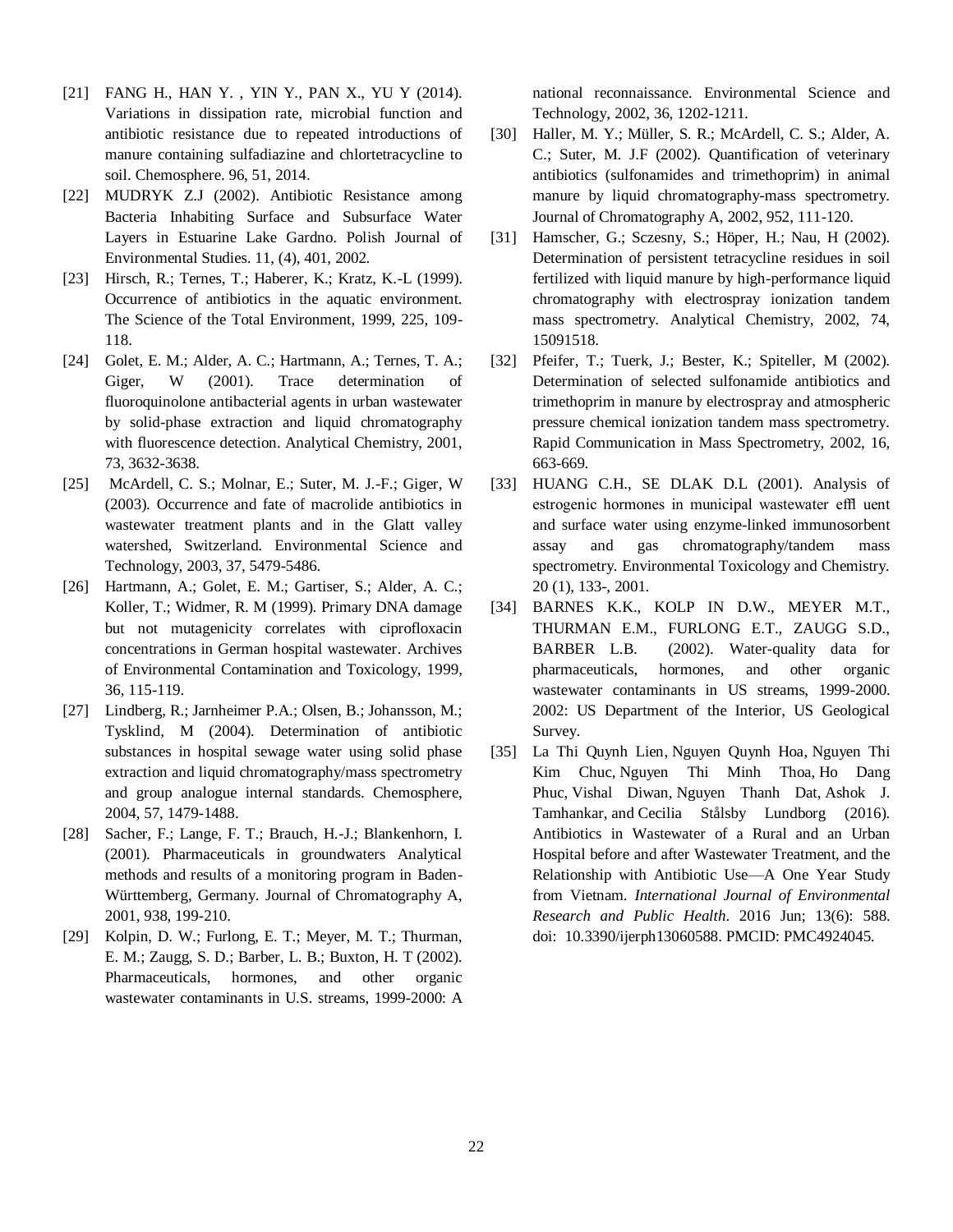[21] FANG H., HAN Y. , YIN Y., PAN X., YU Y (2014). Variations in dissipation rate, microbial function and antibiotic resistance due to repeated introductions of manure containing sulfadiazine and chlortetracycline to soil. Chemosphere. 96, 51, 2014.

[22] MUDRYK Z.J (2002). Antibiotic Resistance among Bacteria Inhabiting Surface and Subsurface Water Layers in Estuarine Lake Gardno. Polish Journal of Environmental Studies. 11, (4), 401, 2002.

[23] Hirsch, R.; Ternes, T.; Haberer, K.; Kratz, K.-L (1999). Occurrence of antibiotics in the aquatic environment. The Science of the Total Environment, 1999, 225, 109-118.

[24] Golet, E. M.; Alder, A. C.; Hartmann, A.; Ternes, T. A.; Giger, W (2001). Trace determination of fluoroquinolone antibacterial agents in urban wastewater by solid-phase extraction and liquid chromatography with fluorescence detection. Analytical Chemistry, 2001, 73, 3632-3638.

[25] McArdell, C. S.; Molnar, E.; Suter, M. J.-F.; Giger, W (2003). Occurrence and fate of macrolide antibiotics in wastewater treatment plants and in the Glatt valley watershed, Switzerland. Environmental Science and Technology, 2003, 37, 5479-5486.

[26] Hartmann, A.; Golet, E. M.; Gartiser, S.; Alder, A. C.; Koller, T.; Widmer, R. M (1999). Primary DNA damage but not mutagenicity correlates with ciprofloxacin concentrations in German hospital wastewater. Archives of Environmental Contamination and Toxicology, 1999, 36, 115-119.

[27] Lindberg, R.; Jarnheimer P.A.; Olsen, B.; Johansson, M.; Tysklind, M (2004). Determination of antibiotic substances in hospital sewage water using solid phase extraction and liquid chromatography/mass spectrometry and group analogue internal standards. Chemosphere, 2004, 57, 1479-1488.

[28] Sacher, F.; Lange, F. T.; Brauch, H.-J.; Blankenhorn, I. (2001). Pharmaceuticals in groundwaters Analytical methods and results of a monitoring program in Baden-Württemberg, Germany. Journal of Chromatography A, 2001, 938, 199-210.

[29] Kolpin, D. W.; Furlong, E. T.; Meyer, M. T.; Thurman, E. M.; Zaugg, S. D.; Barber, L. B.; Buxton, H. T (2002). Pharmaceuticals, hormones, and other organic wastewater contaminants in U.S. streams, 1999-2000: A national reconnaissance. Environmental Science and Technology, 2002, 36, 1202-1211.

[30] Haller, M. Y.; Müller, S. R.; McArdell, C. S.; Alder, A. C.; Suter, M. J.F (2002). Quantification of veterinary antibiotics (sulfonamides and trimethoprim) in animal manure by liquid chromatography-mass spectrometry. Journal of Chromatography A, 2002, 952, 111-120.

[31] Hamscher, G.; Sczesny, S.; Höper, H.; Nau, H (2002). Determination of persistent tetracycline residues in soil fertilized with liquid manure by high-performance liquid chromatography with electrospray ionization tandem mass spectrometry. Analytical Chemistry, 2002, 74, 15091518.

[32] Pfeifer, T.; Tuerk, J.; Bester, K.; Spiteller, M (2002). Determination of selected sulfonamide antibiotics and trimethoprim in manure by electrospray and atmospheric pressure chemical ionization tandem mass spectrometry. Rapid Communication in Mass Spectrometry, 2002, 16, 663-669.

[33] HUANG C.H., SE DLAK D.L (2001). Analysis of estrogenic hormones in municipal wastewater effl uent and surface water using enzyme-linked immunosorbent assay and gas chromatography/tandem mass spectrometry. Environmental Toxicology and Chemistry. 20 (1), 133-, 2001.

[34] BARNES K.K., KOLP IN D.W., MEYER M.T., THURMAN E.M., FURLONG E.T., ZAUGG S.D., BARBER L.B. (2002). Water-quality data for pharmaceuticals, hormones, and other organic wastewater contaminants in US streams, 1999-2000. 2002: US Department of the Interior, US Geological Survey.

[35] La Thi Quynh Lien, Nguyen Quynh Hoa, Nguyen Thi Kim Chuc, Nguyen Thi Minh Thoa, Ho Dang Phuc, Vishal Diwan, Nguyen Thanh Dat, Ashok J. Tamhankar, and Cecilia Stålsby Lundborg (2016). Antibiotics in Wastewater of a Rural and an Urban Hospital before and after Wastewater Treatment, and the Relationship with Antibiotic Use—A One Year Study from Vietnam. *International Journal of Environmental Research and Public Health*. 2016 Jun; 13(6): 588. doi: 10.3390/ijerph13060588. PMCID: PMC4924045.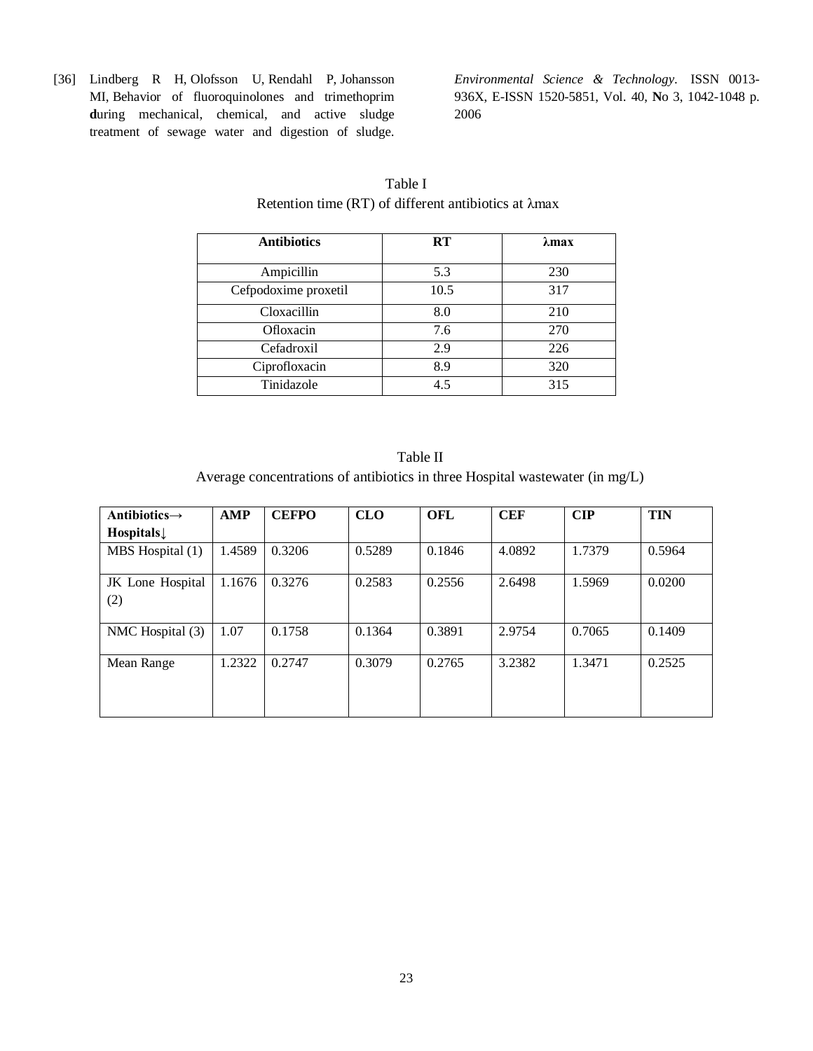[36] Lindberg R H, Olofsson U, Rendahl P, Johansson MI, Behavior of fluoroquinolones and trimethoprim during mechanical, chemical, and active sludge treatment of sewage water and digestion of sludge. *Environmental Science & Technology*. ISSN 0013-936X, E-ISSN 1520-5851, Vol. 40, No 3, 1042-1048 p. 2006

Table I
Retention time (RT) of different antibiotics at λmax

| **Antibiotics** | **RT** | **λmax** |
|---|---|---|
| Ampicillin | 5.3 | 230 |
| Cefpodoxime proxetil | 10.5 | 317 |
| Cloxacillin | 8.0 | 210 |
| Ofloxacin | 7.6 | 270 |
| Cefadroxil | 2.9 | 226 |
| Ciprofloxacin | 8.9 | 320 |
| Tinidazole | 4.5 | 315 |

Table II
Average concentrations of antibiotics in three Hospital wastewater (in mg/L)

| **Antibiotics→ Hospitals↓** | **AMP** | **CEFPO** | **CLO** | **OFL** | **CEF** | **CIP** | **TIN** |
|---|---|---|---|---|---|---|---|
| MBS Hospital (1) | 1.4589 | 0.3206 | 0.5289 | 0.1846 | 4.0892 | 1.7379 | 0.5964 |
| JK Lone Hospital (2) | 1.1676 | 0.3276 | 0.2583 | 0.2556 | 2.6498 | 1.5969 | 0.0200 |
| NMC Hospital (3) | 1.07 | 0.1758 | 0.1364 | 0.3891 | 2.9754 | 0.7065 | 0.1409 |
| Mean Range | 1.2322 | 0.2747 | 0.3079 | 0.2765 | 3.2382 | 1.3471 | 0.2525 |